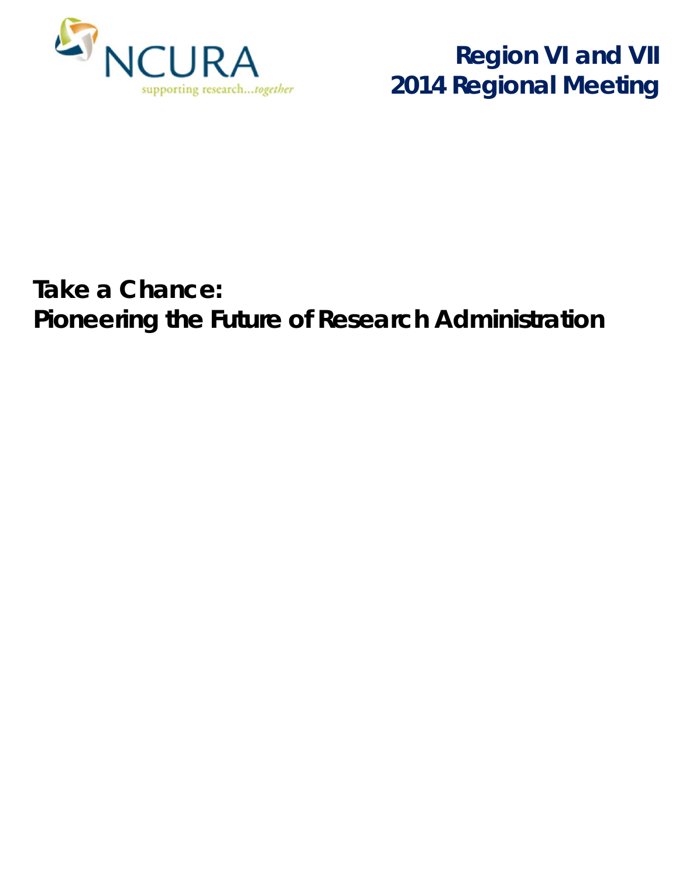NCURA

supporting research...together

**Region VI and VII**
**2014 Regional Meeting**

# Take a Chance:
# Pioneering the Future of Research Administration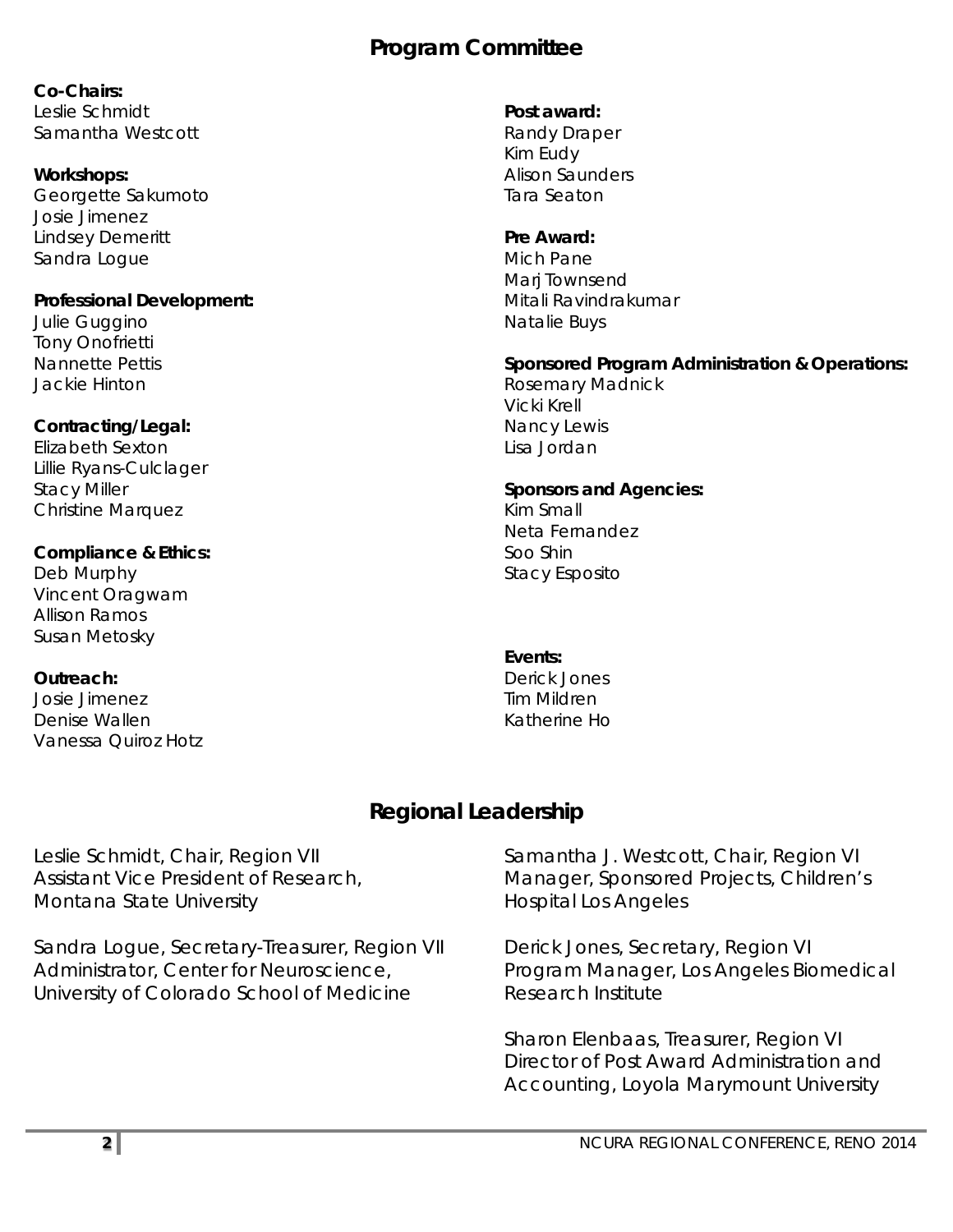## Program Committee

**Co-Chairs:**
Leslie Schmidt
Samantha Westcott

**Workshops:**
Georgette Sakumoto
Josie Jimenez
Lindsey Demeritt
Sandra Logue

**Professional Development:**
Julie Guggino
Tony Onofrietti
Nannette Pettis
Jackie Hinton

**Contracting/Legal:**
Elizabeth Sexton
Lillie Ryans-Culclager
Stacy Miller
Christine Marquez

**Compliance & Ethics:**
Deb Murphy
Vincent Oragwam
Allison Ramos
Susan Metosky

**Outreach:**
Josie Jimenez
Denise Wallen
Vanessa Quiroz Hotz

**Post award:**
Randy Draper
Kim Eudy
Alison Saunders
Tara Seaton

**Pre Award:**
Mich Pane
Marj Townsend
Mitali Ravindrakumar
Natalie Buys

**Sponsored Program Administration & Operations:**
Rosemary Madnick
Vicki Krell
Nancy Lewis
Lisa Jordan

**Sponsors and Agencies:**
Kim Small
Neta Fernandez
Soo Shin
Stacy Esposito

**Events:**
Derick Jones
Tim Mildren
Katherine Ho

## Regional Leadership

Leslie Schmidt, Chair, Region VII
Assistant Vice President of Research,
Montana State University

Sandra Logue, Secretary-Treasurer, Region VII
Administrator, Center for Neuroscience,
University of Colorado School of Medicine

Samantha J. Westcott, Chair, Region VI
Manager, Sponsored Projects, Children's Hospital Los Angeles

Derick Jones, Secretary, Region VI
Program Manager, Los Angeles Biomedical Research Institute

Sharon Elenbaas, Treasurer, Region VI
Director of Post Award Administration and Accounting, Loyola Marymount University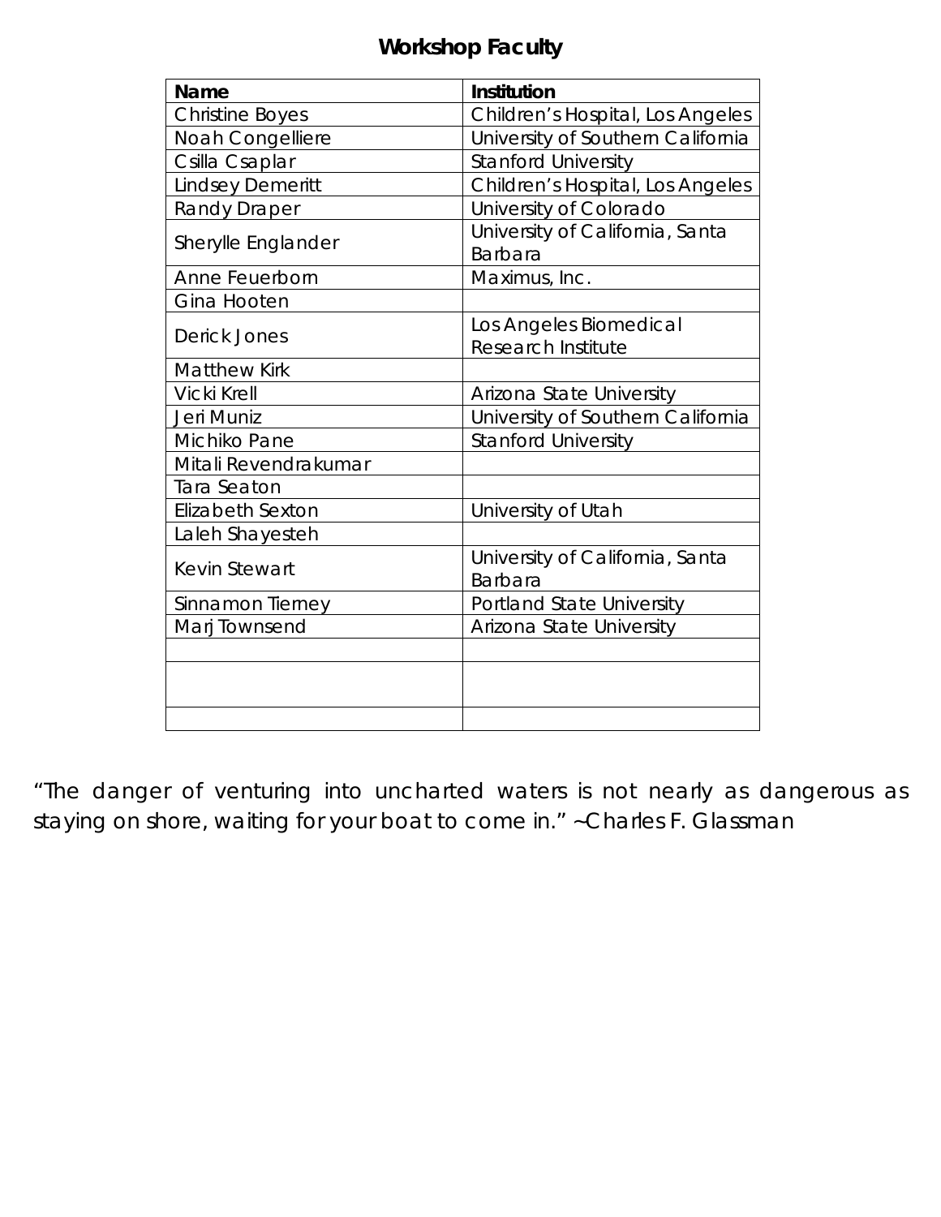## Workshop Faculty

| Name | Institution |
|---|---|
| Christine Boyes | Children's Hospital, Los Angeles |
| Noah Congelliere | University of Southern California |
| Csilla Csaplar | Stanford University |
| Lindsey Demeritt | Children's Hospital, Los Angeles |
| Randy Draper | University of Colorado |
| Sherylle Englander | University of California, Santa Barbara |
| Anne Feuerborn | Maximus, Inc. |
| Gina Hooten | |
| Derick Jones | Los Angeles Biomedical Research Institute |
| Matthew Kirk | |
| Vicki Krell | Arizona State University |
| Jeri Muniz | University of Southern California |
| Michiko Pane | Stanford University |
| Mitali Revendrakumar | |
| Tara Seaton | |
| Elizabeth Sexton | University of Utah |
| Laleh Shayesteh | |
| Kevin Stewart | University of California, Santa Barbara |
| Sinnamon Tierney | Portland State University |
| Marj Townsend | Arizona State University |
| | |
| | |
| | |

"The danger of venturing into uncharted waters is not nearly as dangerous as staying on shore, waiting for your boat to come in." ~Charles F. Glassman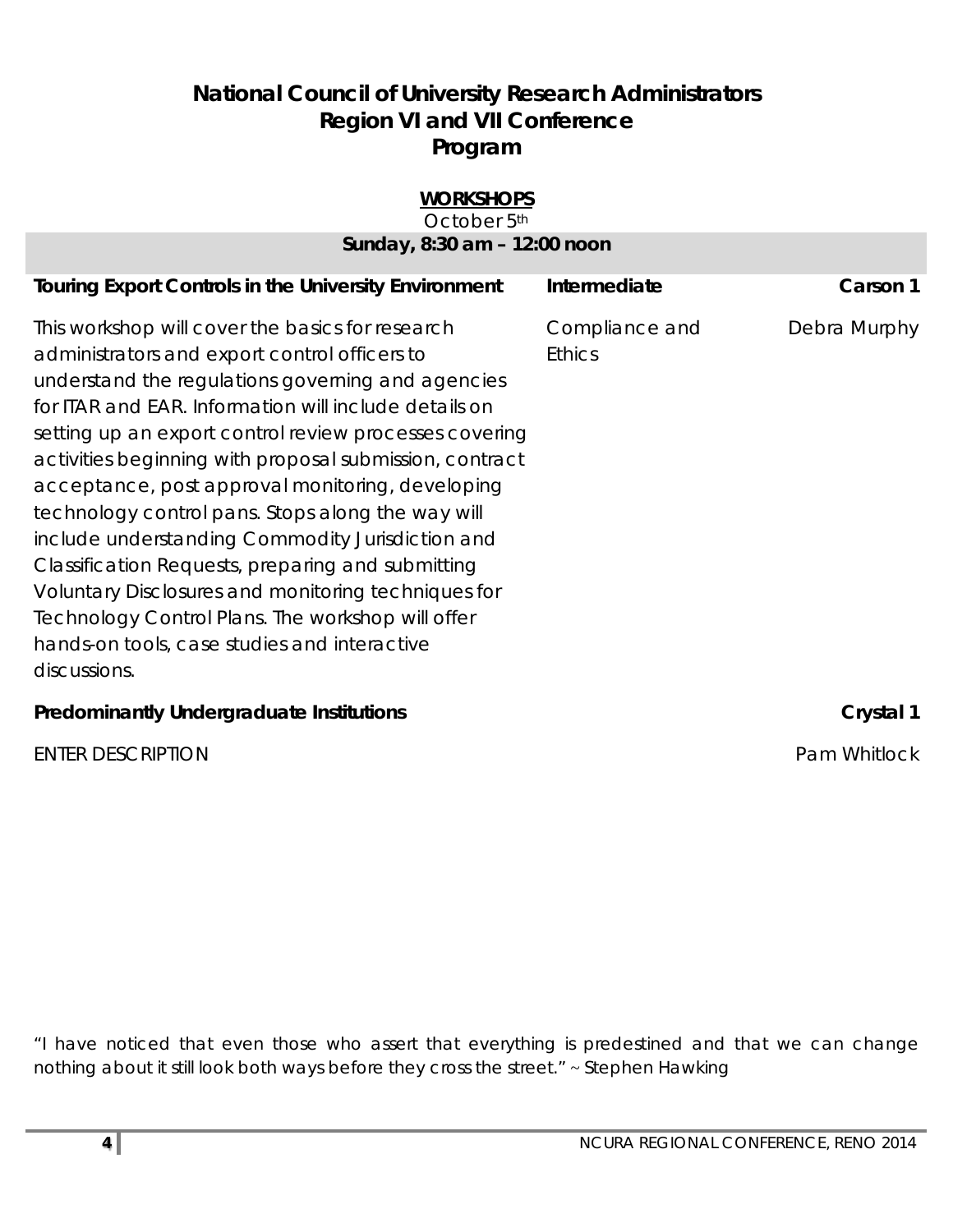# National Council of University Research Administrators
## Region VI and VII Conference
## Program

**WORKSHOPS**

October 5th

**Sunday, 8:30 am – 12:00 noon**

| **Touring Export Controls in the University Environment** | **Intermediate** | **Carson 1** |
|---|---|---|
| This workshop will cover the basics for research administrators and export control officers to understand the regulations governing and agencies for ITAR and EAR. Information will include details on setting up an export control review processes covering activities beginning with proposal submission, contract acceptance, post approval monitoring, developing technology control pans. Stops along the way will include understanding Commodity Jurisdiction and Classification Requests, preparing and submitting Voluntary Disclosures and monitoring techniques for Technology Control Plans. The workshop will offer hands-on tools, case studies and interactive discussions. | Compliance and Ethics | Debra Murphy |
| **Predominantly Undergraduate Institutions** | | **Crystal 1** |
| ENTER DESCRIPTION | | Pam Whitlock |

"I have noticed that even those who assert that everything is predestined and that we can change nothing about it still look both ways before they cross the street." ~ Stephen Hawking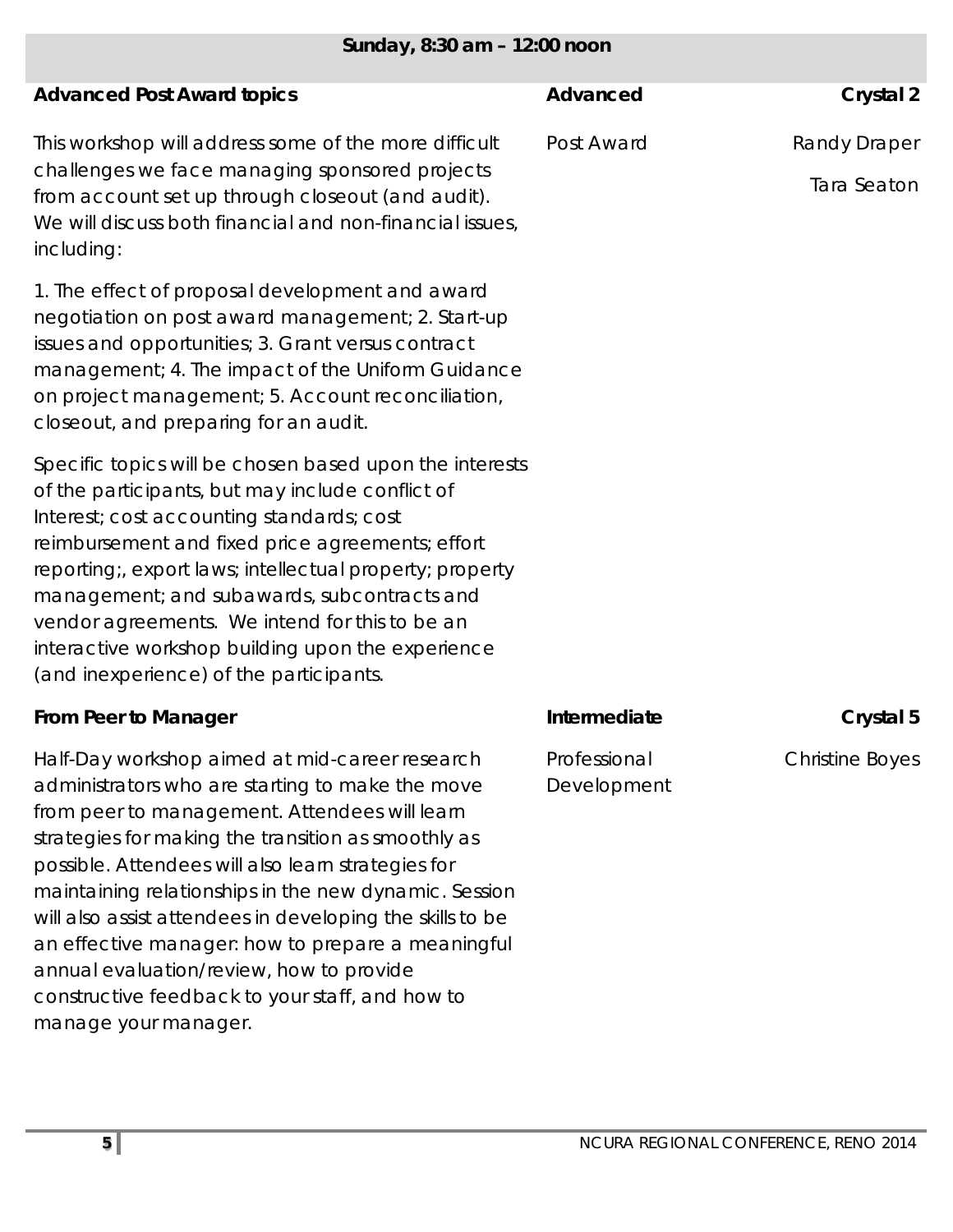## Sunday, 8:30 am – 12:00 noon

### Advanced Post Award topics

**Advanced** | **Crystal 2**

Post Award | Randy Draper, Tara Seaton

This workshop will address some of the more difficult challenges we face managing sponsored projects from account set up through closeout (and audit). We will discuss both financial and non-financial issues, including:

1. The effect of proposal development and award negotiation on post award management; 2. Start-up issues and opportunities; 3. Grant versus contract management; 4. The impact of the Uniform Guidance on project management; 5. Account reconciliation, closeout, and preparing for an audit.

Specific topics will be chosen based upon the interests of the participants, but may include conflict of Interest; cost accounting standards; cost reimbursement and fixed price agreements; effort reporting;, export laws; intellectual property; property management; and subawards, subcontracts and vendor agreements. We intend for this to be an interactive workshop building upon the experience (and inexperience) of the participants.

### From Peer to Manager

**Intermediate** | **Crystal 5**

Professional Development | Christine Boyes

Half-Day workshop aimed at mid-career research administrators who are starting to make the move from peer to management. Attendees will learn strategies for making the transition as smoothly as possible. Attendees will also learn strategies for maintaining relationships in the new dynamic. Session will also assist attendees in developing the skills to be an effective manager: how to prepare a meaningful annual evaluation/review, how to provide constructive feedback to your staff, and how to manage your manager.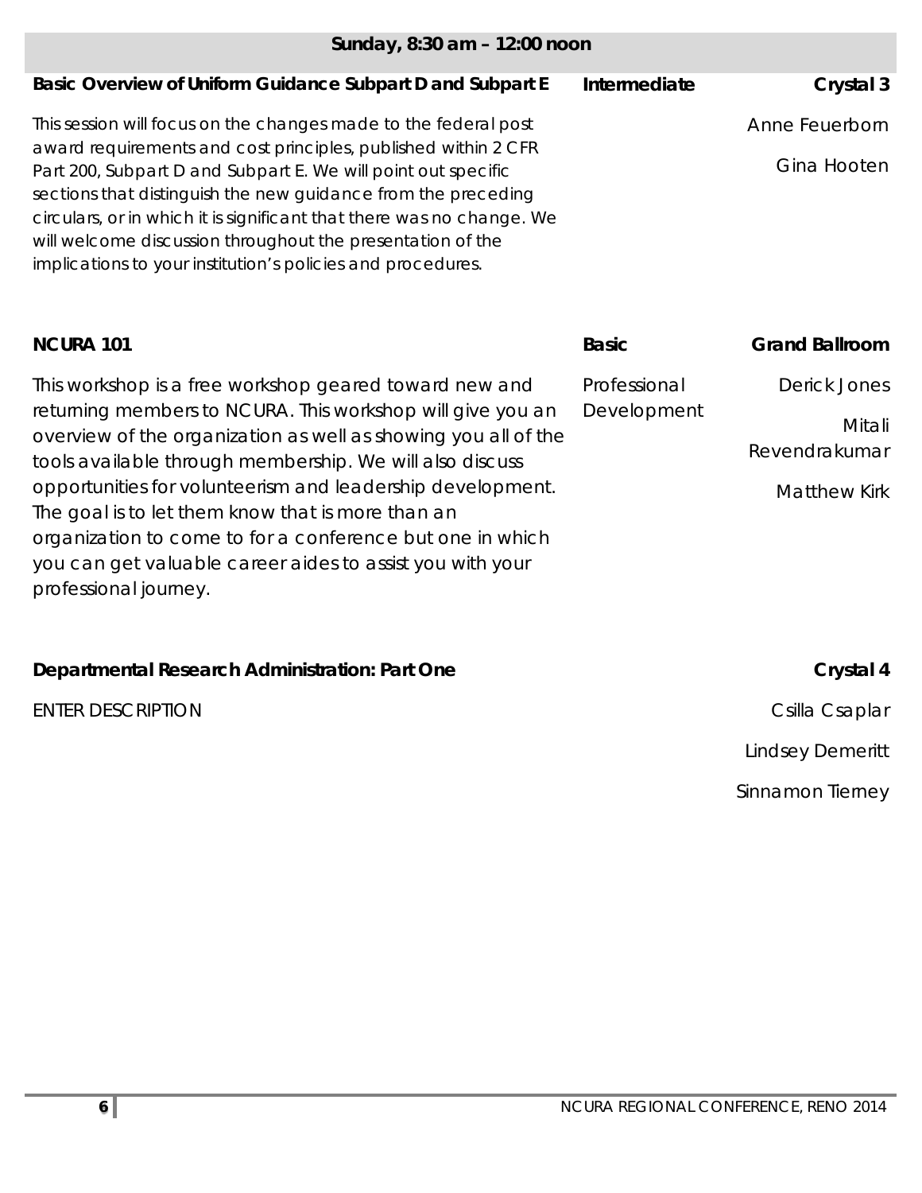## Sunday, 8:30 am – 12:00 noon

### Basic Overview of Uniform Guidance Subpart D and Subpart E

**Intermediate** | **Crystal 3**

This session will focus on the changes made to the federal post award requirements and cost principles, published within 2 CFR Part 200, Subpart D and Subpart E. We will point out specific sections that distinguish the new guidance from the preceding circulars, or in which it is significant that there was no change. We will welcome discussion throughout the presentation of the implications to your institution's policies and procedures.

Anne Feuerborn

Gina Hooten

### NCURA 101

**Basic** | **Grand Ballroom**

Professional Development

This workshop is a free workshop geared toward new and returning members to NCURA. This workshop will give you an overview of the organization as well as showing you all of the tools available through membership. We will also discuss opportunities for volunteerism and leadership development. The goal is to let them know that is more than an organization to come to for a conference but one in which you can get valuable career aides to assist you with your professional journey.

Derick Jones

Mitali Revendrakumar

Matthew Kirk

### Departmental Research Administration: Part One

**Crystal 4**

ENTER DESCRIPTION

Csilla Csaplar

Lindsey Demeritt

Sinnamon Tierney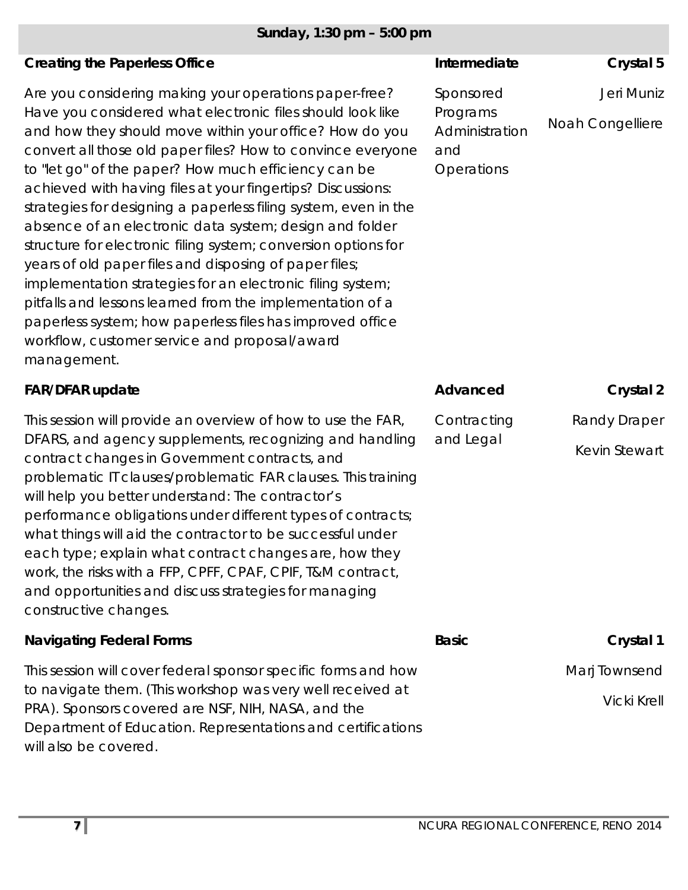## Sunday, 1:30 pm – 5:00 pm

### Creating the Paperless Office

**Intermediate** | **Crystal 5**

Sponsored Programs Administration and Operations

Jeri Muniz
Noah Congelliere

Are you considering making your operations paper-free? Have you considered what electronic files should look like and how they should move within your office? How do you convert all those old paper files? How to convince everyone to "let go" of the paper? How much efficiency can be achieved with having files at your fingertips? Discussions: strategies for designing a paperless filing system, even in the absence of an electronic data system; design and folder structure for electronic filing system; conversion options for years of old paper files and disposing of paper files; implementation strategies for an electronic filing system; pitfalls and lessons learned from the implementation of a paperless system; how paperless files has improved office workflow, customer service and proposal/award management.

### FAR/DFAR update

**Advanced** | **Crystal 2**

Contracting and Legal

Randy Draper
Kevin Stewart

This session will provide an overview of how to use the FAR, DFARS, and agency supplements, recognizing and handling contract changes in Government contracts, and problematic IT clauses/problematic FAR clauses. This training will help you better understand: The contractor's performance obligations under different types of contracts; what things will aid the contractor to be successful under each type; explain what contract changes are, how they work, the risks with a FFP, CPFF, CPAF, CPIF, T&M contract, and opportunities and discuss strategies for managing constructive changes.

### Navigating Federal Forms

**Basic** | **Crystal 1**

Marj Townsend
Vicki Krell

This session will cover federal sponsor specific forms and how to navigate them. (This workshop was very well received at PRA). Sponsors covered are NSF, NIH, NASA, and the Department of Education. Representations and certifications will also be covered.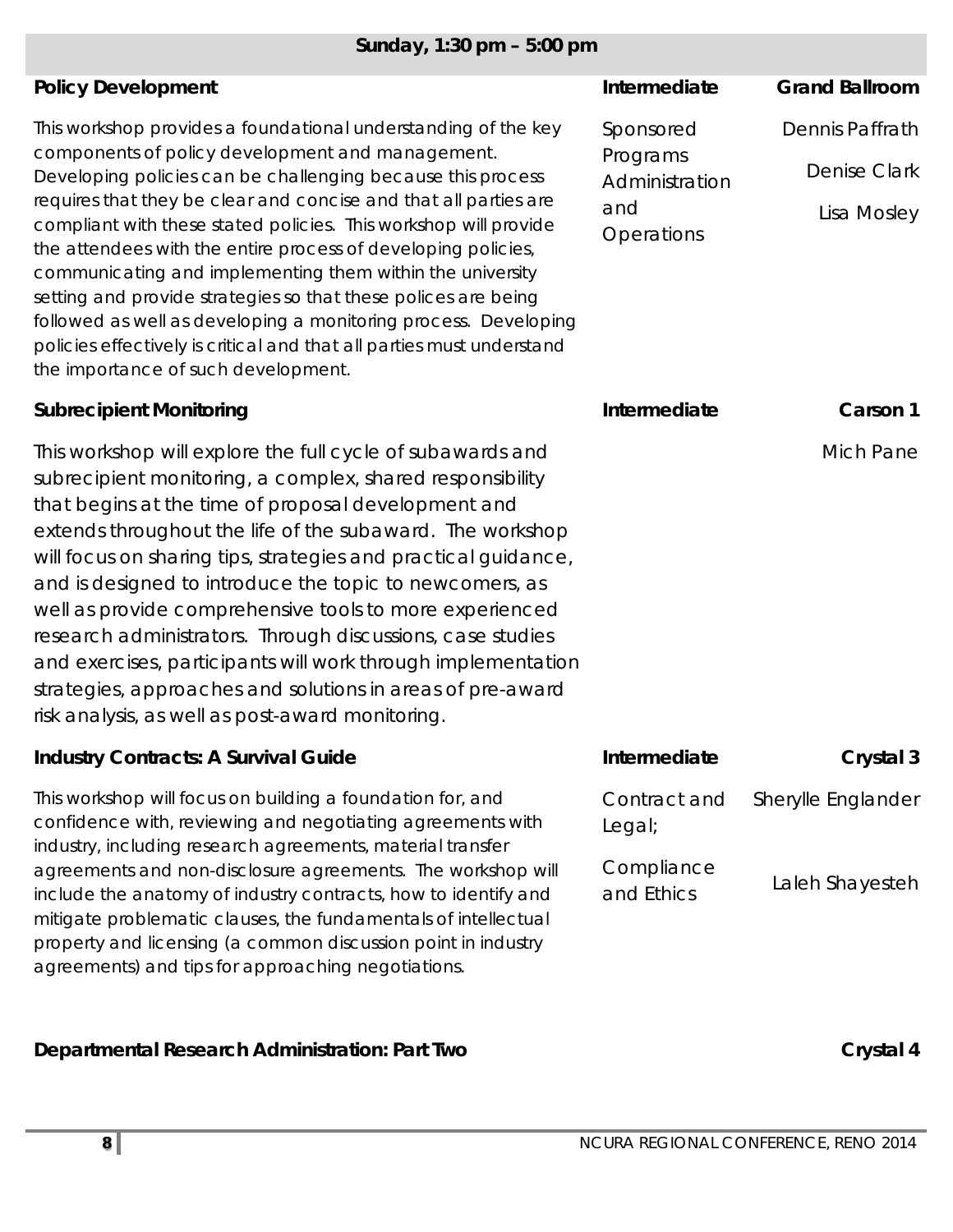## Sunday, 1:30 pm – 5:00 pm

### Policy Development

**Intermediate** | **Grand Ballroom**

Sponsored Programs Administration and Operations

Dennis Paffrath
Denise Clark
Lisa Mosley

This workshop provides a foundational understanding of the key components of policy development and management. Developing policies can be challenging because this process requires that they be clear and concise and that all parties are compliant with these stated policies. This workshop will provide the attendees with the entire process of developing policies, communicating and implementing them within the university setting and provide strategies so that these polices are being followed as well as developing a monitoring process. Developing policies effectively is critical and that all parties must understand the importance of such development.

### Subrecipient Monitoring

**Intermediate** | **Carson 1**

Mich Pane

This workshop will explore the full cycle of subawards and subrecipient monitoring, a complex, shared responsibility that begins at the time of proposal development and extends throughout the life of the subaward. The workshop will focus on sharing tips, strategies and practical guidance, and is designed to introduce the topic to newcomers, as well as provide comprehensive tools to more experienced research administrators. Through discussions, case studies and exercises, participants will work through implementation strategies, approaches and solutions in areas of pre-award risk analysis, as well as post-award monitoring.

### Industry Contracts: A Survival Guide

**Intermediate** | **Crystal 3**

Contract and Legal; Compliance and Ethics

Sherylle Englander
Laleh Shayesteh

This workshop will focus on building a foundation for, and confidence with, reviewing and negotiating agreements with industry, including research agreements, material transfer agreements and non-disclosure agreements. The workshop will include the anatomy of industry contracts, how to identify and mitigate problematic clauses, the fundamentals of intellectual property and licensing (a common discussion point in industry agreements) and tips for approaching negotiations.

### Departmental Research Administration: Part Two

**Crystal 4**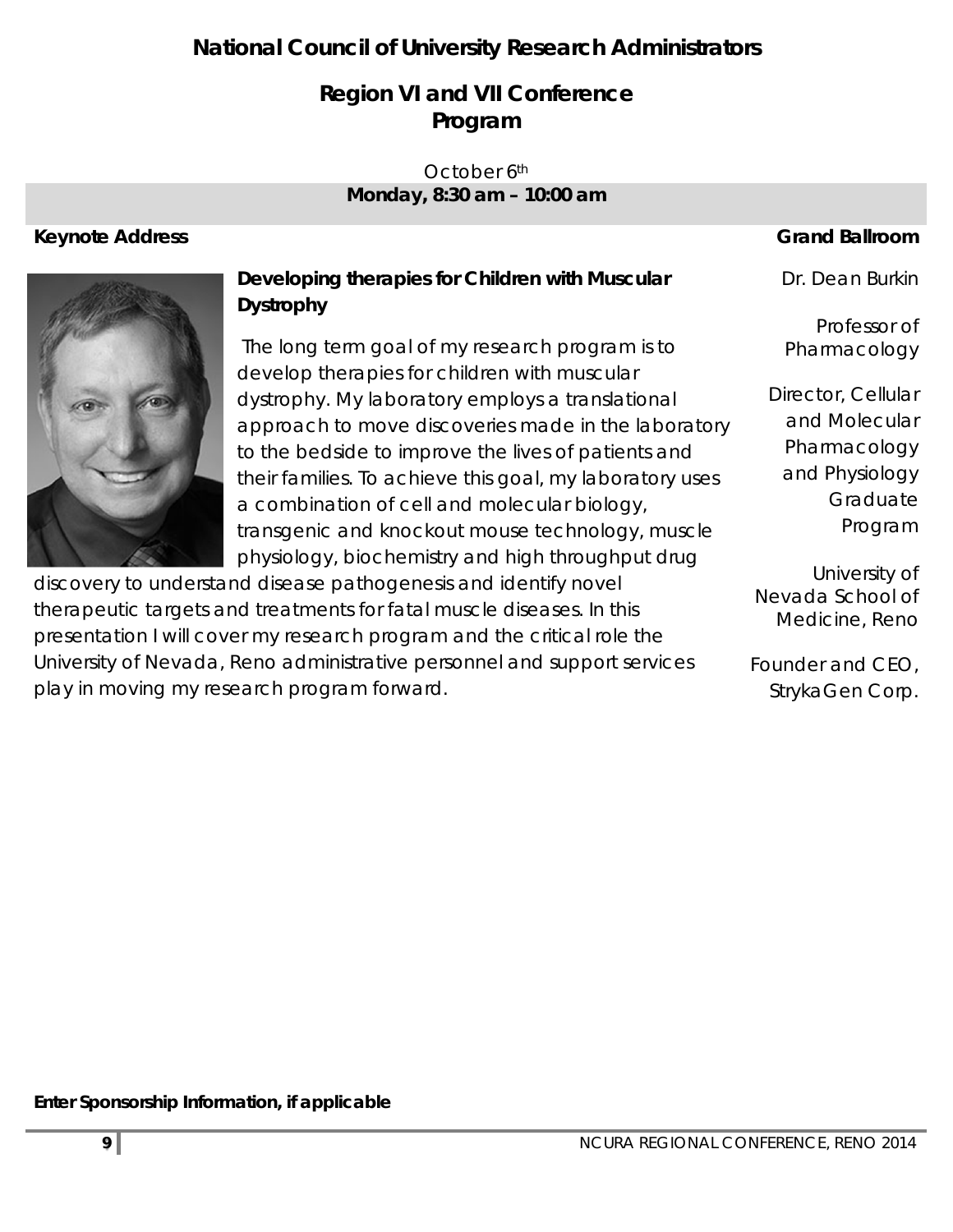# National Council of University Research Administrators

## Region VI and VII Conference Program

October 6th

**Monday, 8:30 am – 10:00 am**

**Keynote Address** — **Grand Ballroom**

### Developing therapies for Children with Muscular Dystrophy

The long term goal of my research program is to develop therapies for children with muscular dystrophy. My laboratory employs a translational approach to move discoveries made in the laboratory to the bedside to improve the lives of patients and their families. To achieve this goal, my laboratory uses a combination of cell and molecular biology, transgenic and knockout mouse technology, muscle physiology, biochemistry and high throughput drug discovery to understand disease pathogenesis and identify novel therapeutic targets and treatments for fatal muscle diseases. In this presentation I will cover my research program and the critical role the University of Nevada, Reno administrative personnel and support services play in moving my research program forward.

Dr. Dean Burkin

Professor of Pharmacology

Director, Cellular and Molecular Pharmacology and Physiology Graduate Program

University of Nevada School of Medicine, Reno

Founder and CEO, StrykaGen Corp.

**Enter Sponsorship Information, if applicable**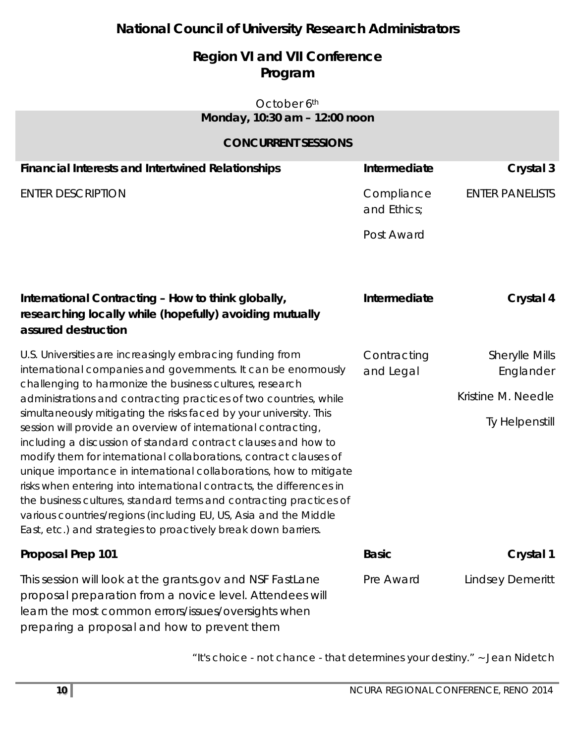# National Council of University Research Administrators

## Region VI and VII Conference Program

October 6th

**Monday, 10:30 am – 12:00 noon**

**CONCURRENT SESSIONS**

### Financial Interests and Intertwined Relationships

**Intermediate** | **Crystal 3**

ENTER DESCRIPTION

Compliance and Ethics; Post Award

ENTER PANELISTS

### International Contracting – How to think globally, researching locally while (hopefully) avoiding mutually assured destruction

**Intermediate** | **Crystal 4**

U.S. Universities are increasingly embracing funding from international companies and governments. It can be enormously challenging to harmonize the business cultures, research administrations and contracting practices of two countries, while simultaneously mitigating the risks faced by your university. This session will provide an overview of international contracting, including a discussion of standard contract clauses and how to modify them for international collaborations, contract clauses of unique importance in international collaborations, how to mitigate risks when entering into international contracts, the differences in the business cultures, standard terms and contracting practices of various countries/regions (including EU, US, Asia and the Middle East, etc.) and strategies to proactively break down barriers.

Contracting and Legal

Sherylle Mills Englander
Kristine M. Needle
Ty Helpenstill

### Proposal Prep 101

**Basic** | **Crystal 1**

This session will look at the grants.gov and NSF FastLane proposal preparation from a novice level. Attendees will learn the most common errors/issues/oversights when preparing a proposal and how to prevent them

Pre Award

Lindsey Demeritt

*"It's choice - not chance - that determines your destiny." ~ Jean Nidetch*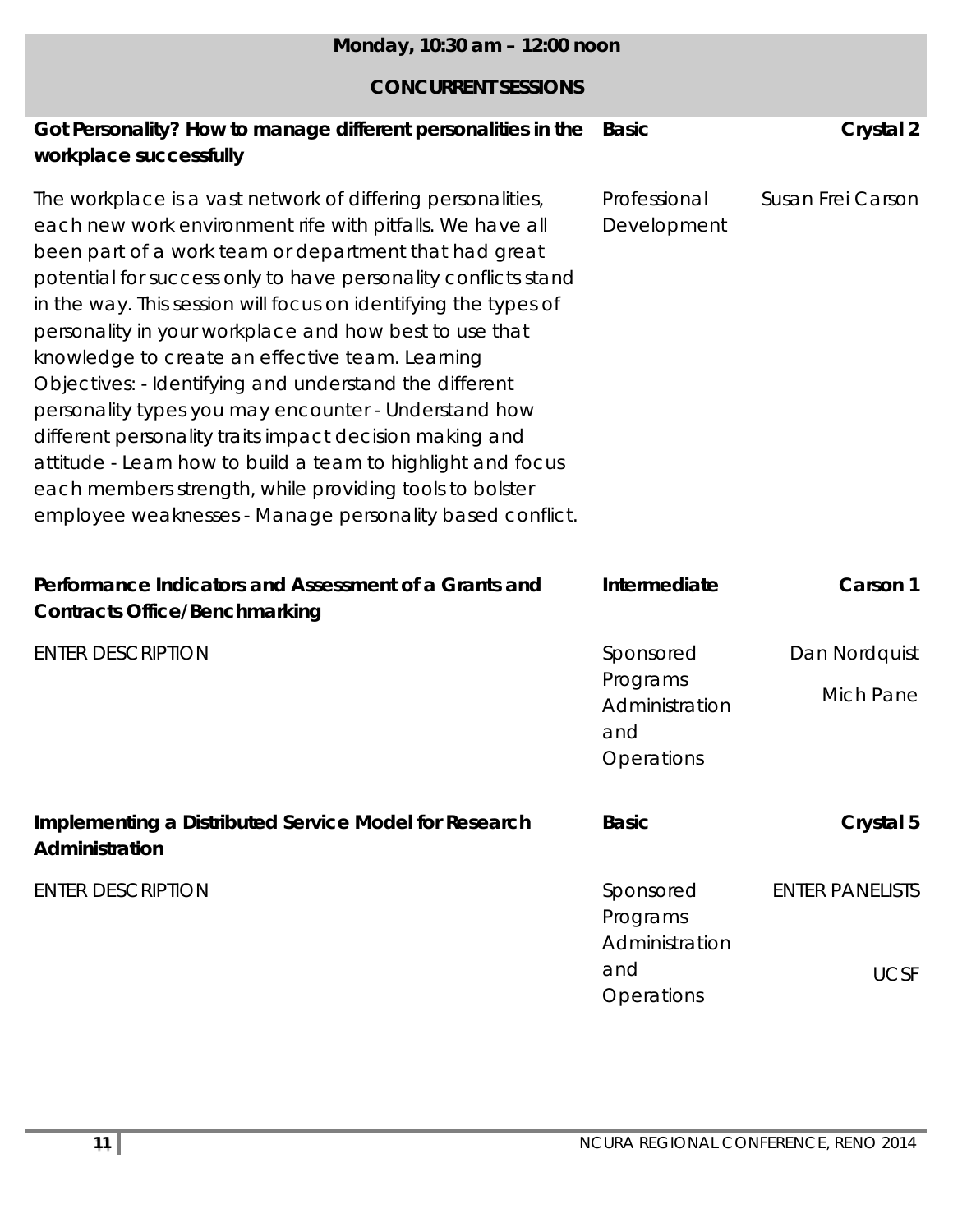## Monday, 10:30 am – 12:00 noon

### CONCURRENT SESSIONS

| Session | Level / Track | Room / Presenter(s) |
|---|---|---|
| **Got Personality? How to manage different personalities in the workplace successfully** | **Basic** | **Crystal 2** |
| The workplace is a vast network of differing personalities, each new work environment rife with pitfalls. We have all been part of a work team or department that had great potential for success only to have personality conflicts stand in the way. This session will focus on identifying the types of personality in your workplace and how best to use that knowledge to create an effective team. Learning Objectives: - Identifying and understand the different personality types you may encounter - Understand how different personality traits impact decision making and attitude - Learn how to build a team to highlight and focus each members strength, while providing tools to bolster employee weaknesses - Manage personality based conflict. | Professional Development | Susan Frei Carson |
| **Performance Indicators and Assessment of a Grants and Contracts Office/Benchmarking** | **Intermediate** | **Carson 1** |
| ENTER DESCRIPTION | Sponsored Programs Administration and Operations | Dan Nordquist<br>Mich Pane |
| **Implementing a Distributed Service Model for Research Administration** | **Basic** | **Crystal 5** |
| ENTER DESCRIPTION | Sponsored Programs Administration and Operations | ENTER PANELISTS<br>UCSF |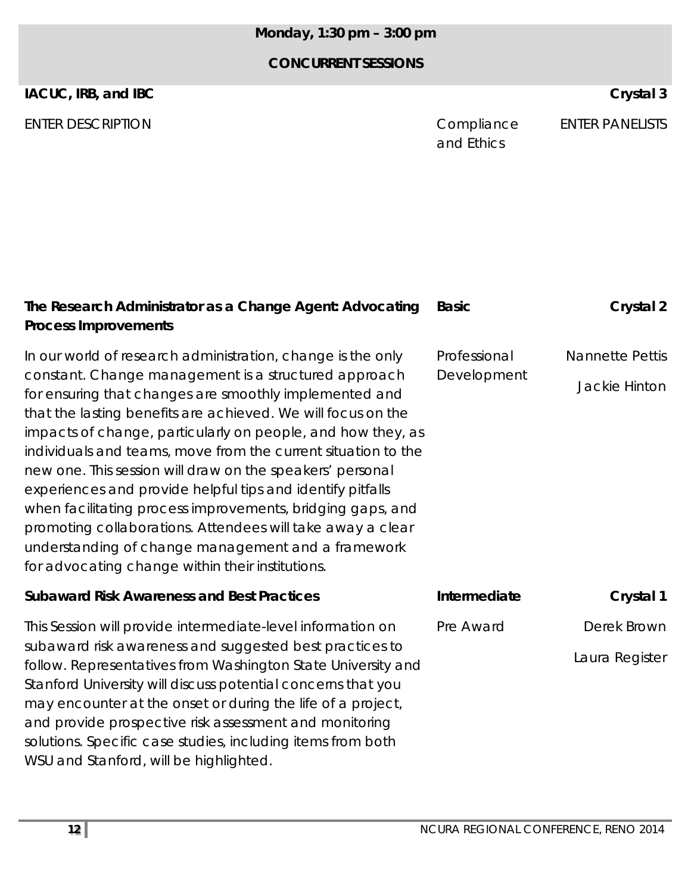## Monday, 1:30 pm – 3:00 pm

## CONCURRENT SESSIONS

### IACUC, IRB, and IBC

**Crystal 3**

ENTER DESCRIPTION

Compliance and Ethics

ENTER PANELISTS

### The Research Administrator as a Change Agent: Advocating Process Improvements

**Basic** | **Crystal 2**

Professional Development

Nannette Pettis

Jackie Hinton

In our world of research administration, change is the only constant. Change management is a structured approach for ensuring that changes are smoothly implemented and that the lasting benefits are achieved. We will focus on the impacts of change, particularly on people, and how they, as individuals and teams, move from the current situation to the new one. This session will draw on the speakers' personal experiences and provide helpful tips and identify pitfalls when facilitating process improvements, bridging gaps, and promoting collaborations. Attendees will take away a clear understanding of change management and a framework for advocating change within their institutions.

### Subaward Risk Awareness and Best Practices

**Intermediate** | **Crystal 1**

Pre Award

Derek Brown

Laura Register

This Session will provide intermediate-level information on subaward risk awareness and suggested best practices to follow. Representatives from Washington State University and Stanford University will discuss potential concerns that you may encounter at the onset or during the life of a project, and provide prospective risk assessment and monitoring solutions. Specific case studies, including items from both WSU and Stanford, will be highlighted.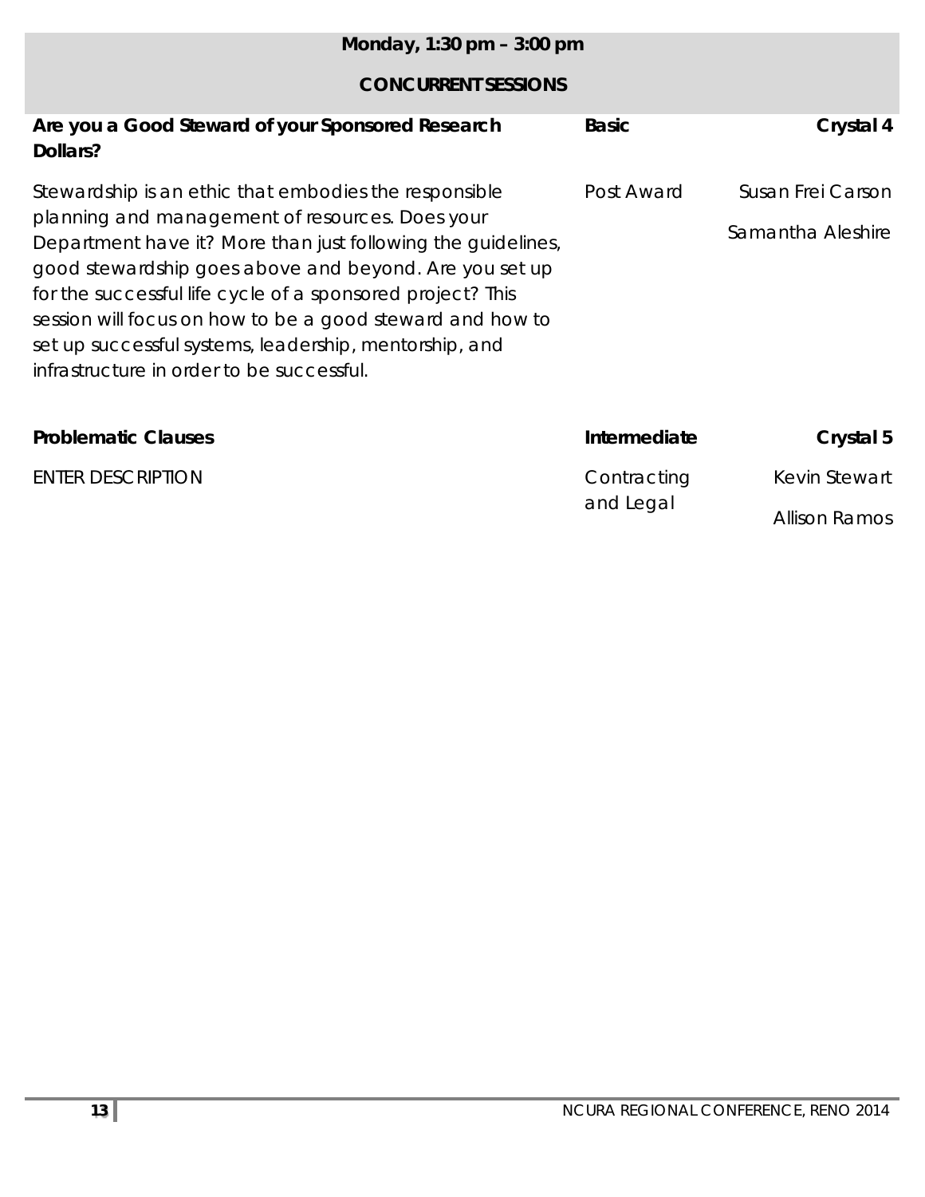**Monday, 1:30 pm – 3:00 pm**

**CONCURRENT SESSIONS**

| **Are you a Good Steward of your Sponsored Research Dollars?** | **Basic** | **Crystal 4** |
| --- | --- | --- |
| Stewardship is an ethic that embodies the responsible planning and management of resources. Does your Department have it? More than just following the guidelines, good stewardship goes above and beyond. Are you set up for the successful life cycle of a sponsored project? This session will focus on how to be a good steward and how to set up successful systems, leadership, mentorship, and infrastructure in order to be successful. | Post Award | Susan Frei Carson<br>Samantha Aleshire |
| **Problematic Clauses** | **Intermediate** | **Crystal 5** |
| ENTER DESCRIPTION | Contracting and Legal | Kevin Stewart<br>Allison Ramos |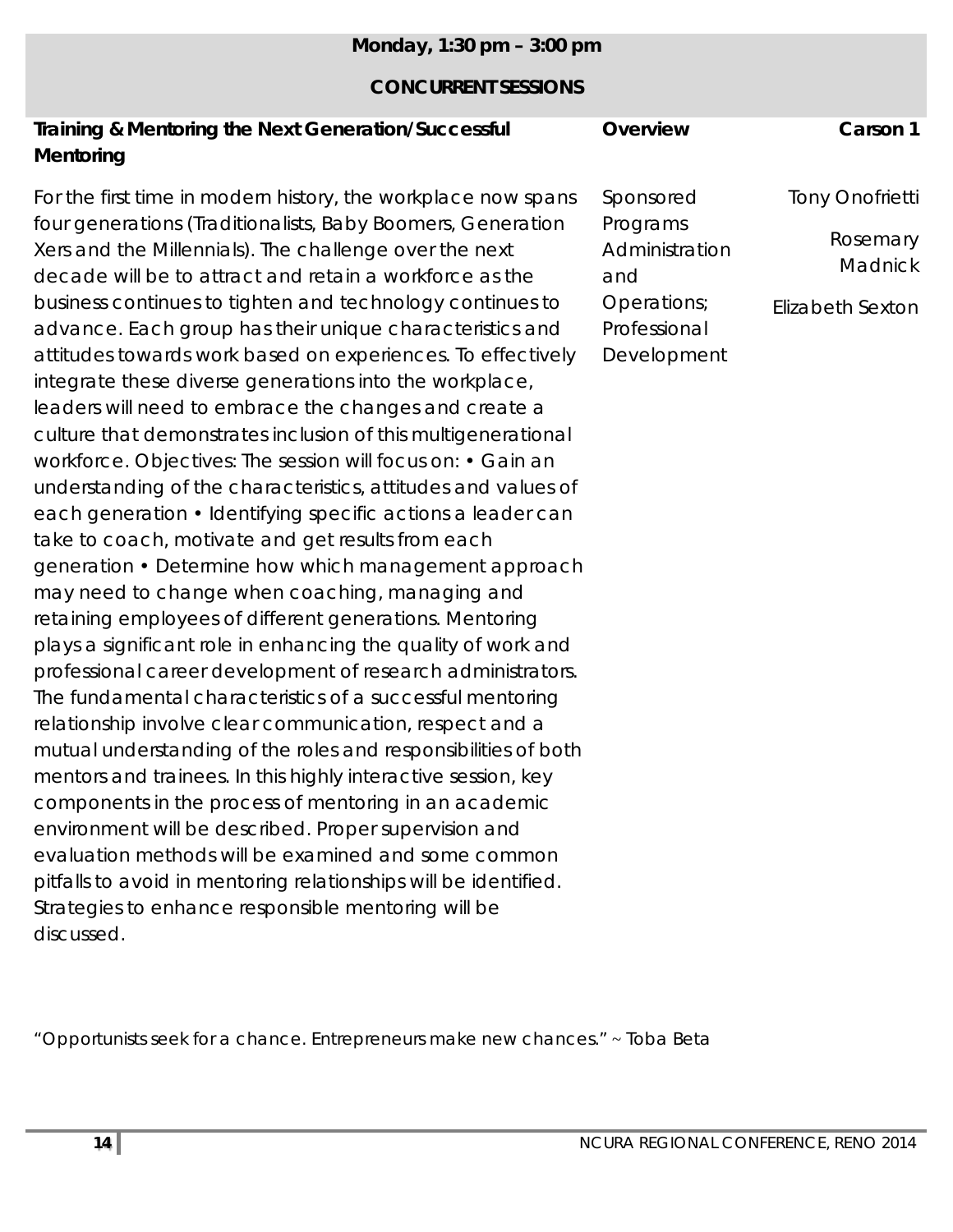**Monday, 1:30 pm – 3:00 pm**

**CONCURRENT SESSIONS**

| Session | Overview | Location / Presenters |
| --- | --- | --- |
| **Training & Mentoring the Next Generation/Successful Mentoring** | **Overview** | **Carson 1** |
| For the first time in modern history, the workplace now spans four generations (Traditionalists, Baby Boomers, Generation Xers and the Millennials). The challenge over the next decade will be to attract and retain a workforce as the business continues to tighten and technology continues to advance. Each group has their unique characteristics and attitudes towards work based on experiences. To effectively integrate these diverse generations into the workplace, leaders will need to embrace the changes and create a culture that demonstrates inclusion of this multigenerational workforce. Objectives: The session will focus on: • Gain an understanding of the characteristics, attitudes and values of each generation • Identifying specific actions a leader can take to coach, motivate and get results from each generation • Determine how which management approach may need to change when coaching, managing and retaining employees of different generations. Mentoring plays a significant role in enhancing the quality of work and professional career development of research administrators. The fundamental characteristics of a successful mentoring relationship involve clear communication, respect and a mutual understanding of the roles and responsibilities of both mentors and trainees. In this highly interactive session, key components in the process of mentoring in an academic environment will be described. Proper supervision and evaluation methods will be examined and some common pitfalls to avoid in mentoring relationships will be identified. Strategies to enhance responsible mentoring will be discussed. | Sponsored Programs Administration and Operations; Professional Development | Tony Onofrietti<br>Rosemary Madnick<br>Elizabeth Sexton |

"Opportunists seek for a chance. Entrepreneurs make new chances." ~ Toba Beta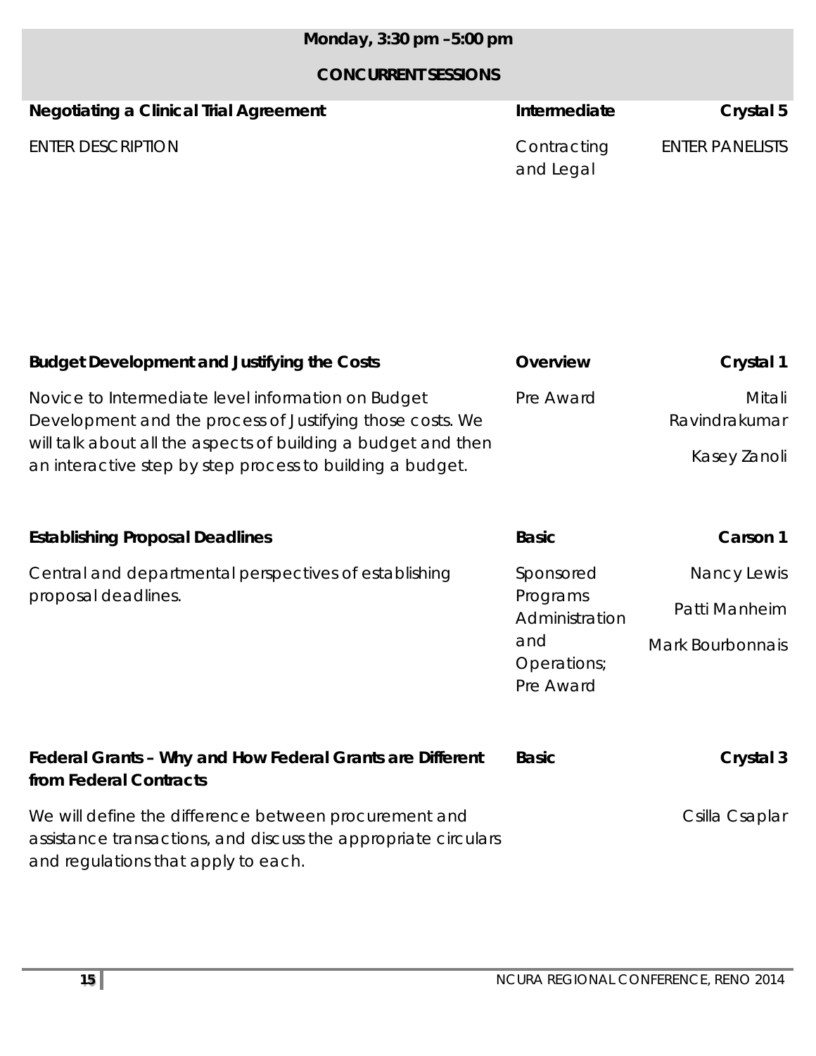## Monday, 3:30 pm –5:00 pm

### CONCURRENT SESSIONS

**Negotiating a Clinical Trial Agreement** | **Intermediate** | **Crystal 5**

ENTER DESCRIPTION

Contracting and Legal

ENTER PANELISTS

**Budget Development and Justifying the Costs** | **Overview** | **Crystal 1**

Novice to Intermediate level information on Budget Development and the process of Justifying those costs. We will talk about all the aspects of building a budget and then an interactive step by step process to building a budget.

Pre Award

Mitali Ravindrakumar

Kasey Zanoli

**Establishing Proposal Deadlines** | **Basic** | **Carson 1**

Central and departmental perspectives of establishing proposal deadlines.

Sponsored Programs Administration and Operations; Pre Award

Nancy Lewis

Patti Manheim

Mark Bourbonnais

**Federal Grants – Why and How Federal Grants are Different from Federal Contracts** | **Basic** | **Crystal 3**

We will define the difference between procurement and assistance transactions, and discuss the appropriate circulars and regulations that apply to each.

Csilla Csaplar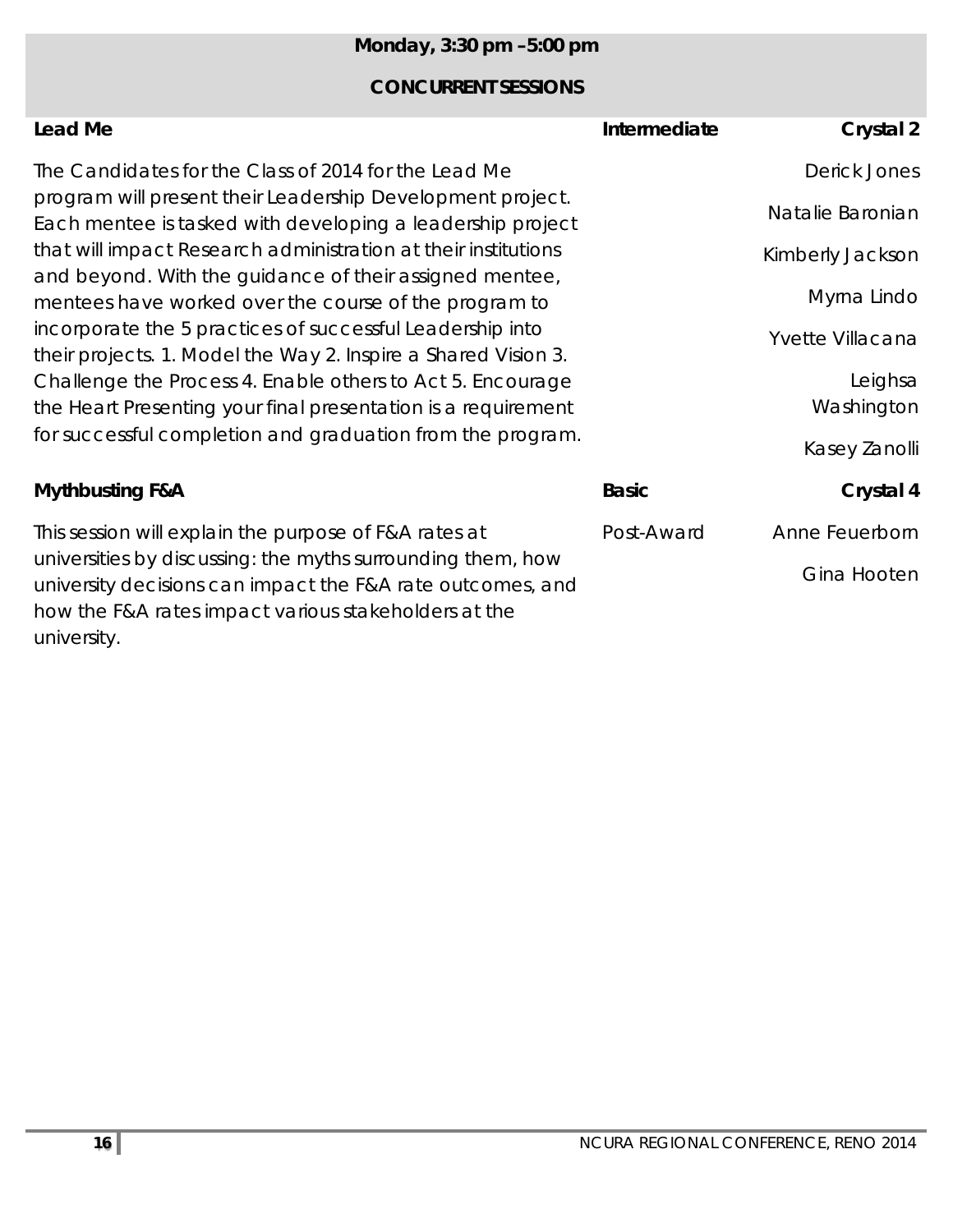## Monday, 3:30 pm –5:00 pm

## CONCURRENT SESSIONS

| Session | Level | Location / Presenters |
|---|---|---|
| **Lead Me** | **Intermediate** | **Crystal 2** |
| The Candidates for the Class of 2014 for the Lead Me program will present their Leadership Development project. Each mentee is tasked with developing a leadership project that will impact Research administration at their institutions and beyond. With the guidance of their assigned mentee, mentees have worked over the course of the program to incorporate the 5 practices of successful Leadership into their projects. 1. Model the Way 2. Inspire a Shared Vision 3. Challenge the Process 4. Enable others to Act 5. Encourage the Heart Presenting your final presentation is a requirement for successful completion and graduation from the program. | | Derick Jones<br>Natalie Baronian<br>Kimberly Jackson<br>Myrna Lindo<br>Yvette Villacana<br>Leighsa Washington<br>Kasey Zanolli |
| **Mythbusting F&A** | **Basic** | **Crystal 4** |
| This session will explain the purpose of F&A rates at universities by discussing: the myths surrounding them, how university decisions can impact the F&A rate outcomes, and how the F&A rates impact various stakeholders at the university. | Post-Award | Anne Feuerborn<br>Gina Hooten |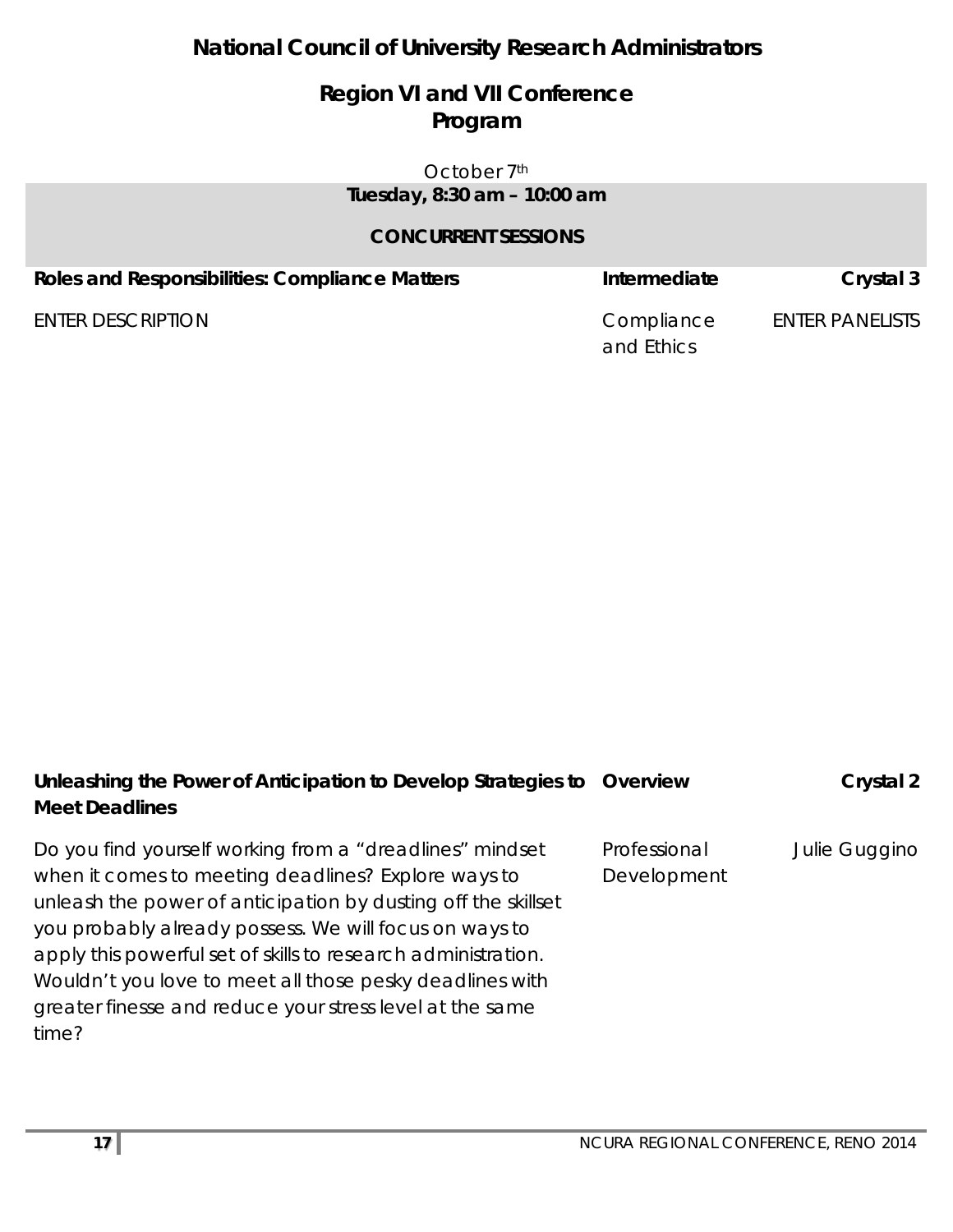# National Council of University Research Administrators

## Region VI and VII Conference Program

October 7th

**Tuesday, 8:30 am – 10:00 am**

**CONCURRENT SESSIONS**

| **Roles and Responsibilities: Compliance Matters** | **Intermediate** | **Crystal 3** |
|---|---|---|
| ENTER DESCRIPTION | Compliance and Ethics | ENTER PANELISTS |

| **Unleashing the Power of Anticipation to Develop Strategies to Meet Deadlines** | **Overview** | **Crystal 2** |
|---|---|---|
| Do you find yourself working from a "dreadlines" mindset when it comes to meeting deadlines? Explore ways to unleash the power of anticipation by dusting off the skillset you probably already possess. We will focus on ways to apply this powerful set of skills to research administration. Wouldn't you love to meet all those pesky deadlines with greater finesse and reduce your stress level at the same time? | Professional Development | Julie Guggino |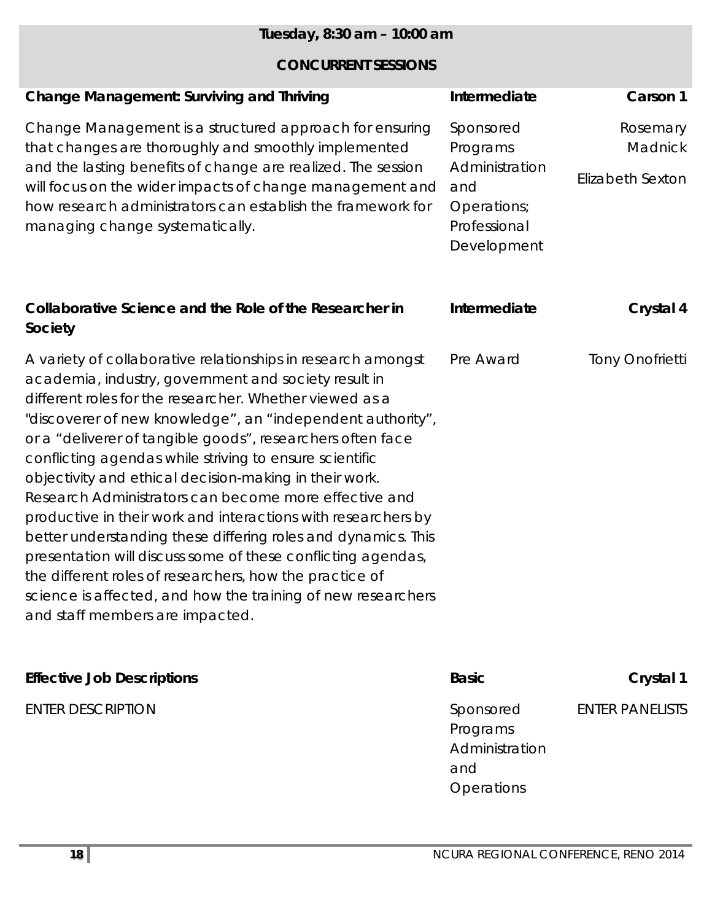**Tuesday, 8:30 am – 10:00 am**

**CONCURRENT SESSIONS**

### Change Management: Surviving and Thriving

**Intermediate** | **Carson 1**

Change Management is a structured approach for ensuring that changes are thoroughly and smoothly implemented and the lasting benefits of change are realized. The session will focus on the wider impacts of change management and how research administrators can establish the framework for managing change systematically.

*Sponsored Programs Administration and Operations; Professional Development*

*Rosemary Madnick*

*Elizabeth Sexton*

### Collaborative Science and the Role of the Researcher in Society

**Intermediate** | **Crystal 4**

A variety of collaborative relationships in research amongst academia, industry, government and society result in different roles for the researcher. Whether viewed as a "discoverer of new knowledge", an "independent authority", or a "deliverer of tangible goods", researchers often face conflicting agendas while striving to ensure scientific objectivity and ethical decision-making in their work. Research Administrators can become more effective and productive in their work and interactions with researchers by better understanding these differing roles and dynamics. This presentation will discuss some of these conflicting agendas, the different roles of researchers, how the practice of science is affected, and how the training of new researchers and staff members are impacted.

*Pre Award*

*Tony Onofrietti*

### Effective Job Descriptions

**Basic** | **Crystal 1**

ENTER DESCRIPTION

*Sponsored Programs Administration and Operations*

ENTER PANELISTS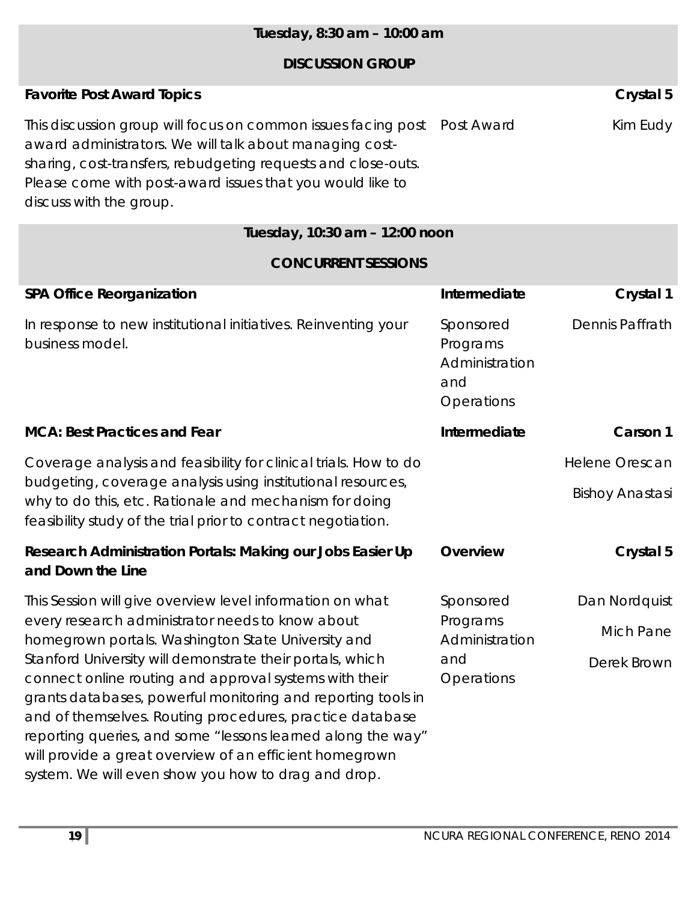## Tuesday, 8:30 am – 10:00 am

### DISCUSSION GROUP

**Favorite Post Award Topics** — **Crystal 5**

This discussion group will focus on common issues facing post award administrators. We will talk about managing cost-sharing, cost-transfers, rebudgeting requests and close-outs. Please come with post-award issues that you would like to discuss with the group.

Post Award — Kim Eudy

## Tuesday, 10:30 am – 12:00 noon

### CONCURRENT SESSIONS

**SPA Office Reorganization** — **Intermediate** — **Crystal 1**

In response to new institutional initiatives. Reinventing your business model.

Sponsored Programs Administration and Operations — Dennis Paffrath

**MCA: Best Practices and Fear** — **Intermediate** — **Carson 1**

Coverage analysis and feasibility for clinical trials. How to do budgeting, coverage analysis using institutional resources, why to do this, etc. Rationale and mechanism for doing feasibility study of the trial prior to contract negotiation.

Helene Orescan
Bishoy Anastasi

**Research Administration Portals: Making our Jobs Easier Up and Down the Line** — **Overview** — **Crystal 5**

This Session will give overview level information on what every research administrator needs to know about homegrown portals. Washington State University and Stanford University will demonstrate their portals, which connect online routing and approval systems with their grants databases, powerful monitoring and reporting tools in and of themselves. Routing procedures, practice database reporting queries, and some "lessons learned along the way" will provide a great overview of an efficient homegrown system. We will even show you how to drag and drop.

Sponsored Programs Administration and Operations — Dan Nordquist, Mich Pane, Derek Brown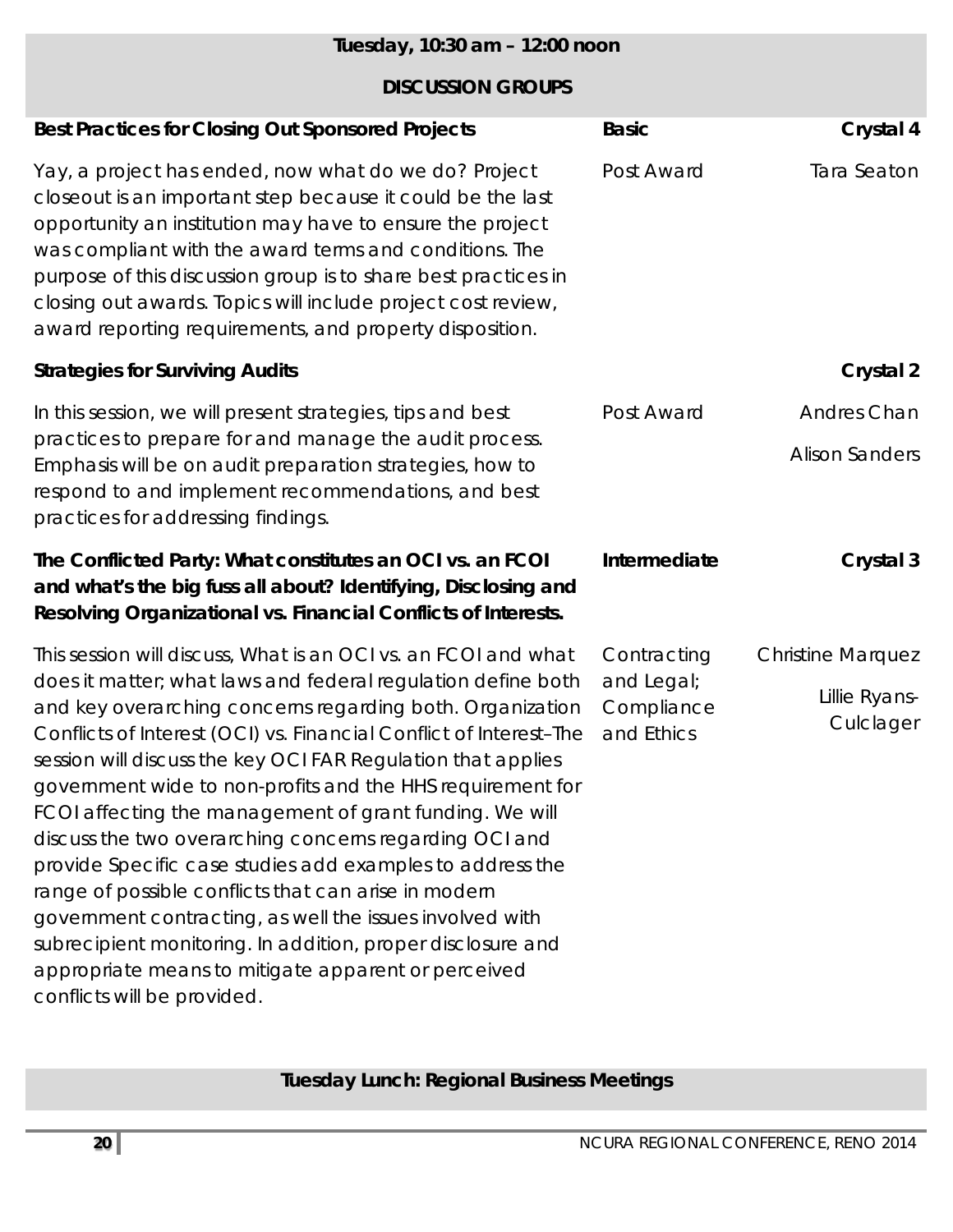## Tuesday, 10:30 am – 12:00 noon

### DISCUSSION GROUPS

**Best Practices for Closing Out Sponsored Projects** — **Basic** — **Crystal 4**

Post Award — Tara Seaton

Yay, a project has ended, now what do we do? Project closeout is an important step because it could be the last opportunity an institution may have to ensure the project was compliant with the award terms and conditions. The purpose of this discussion group is to share best practices in closing out awards. Topics will include project cost review, award reporting requirements, and property disposition.

**Strategies for Surviving Audits** — **Crystal 2**

Post Award — Andres Chan, Alison Sanders

In this session, we will present strategies, tips and best practices to prepare for and manage the audit process. Emphasis will be on audit preparation strategies, how to respond to and implement recommendations, and best practices for addressing findings.

**The Conflicted Party: What constitutes an OCI vs. an FCOI and what's the big fuss all about? Identifying, Disclosing and Resolving Organizational vs. Financial Conflicts of Interests.** — **Intermediate** — **Crystal 3**

Contracting and Legal; Compliance and Ethics — Christine Marquez, Lillie Ryans-Culclager

This session will discuss, What is an OCI vs. an FCOI and what does it matter; what laws and federal regulation define both and key overarching concerns regarding both. Organization Conflicts of Interest (OCI) vs. Financial Conflict of Interest–The session will discuss the key OCI FAR Regulation that applies government wide to non-profits and the HHS requirement for FCOI affecting the management of grant funding. We will discuss the two overarching concerns regarding OCI and provide Specific case studies add examples to address the range of possible conflicts that can arise in modern government contracting, as well the issues involved with subrecipient monitoring. In addition, proper disclosure and appropriate means to mitigate apparent or perceived conflicts will be provided.

## Tuesday Lunch: Regional Business Meetings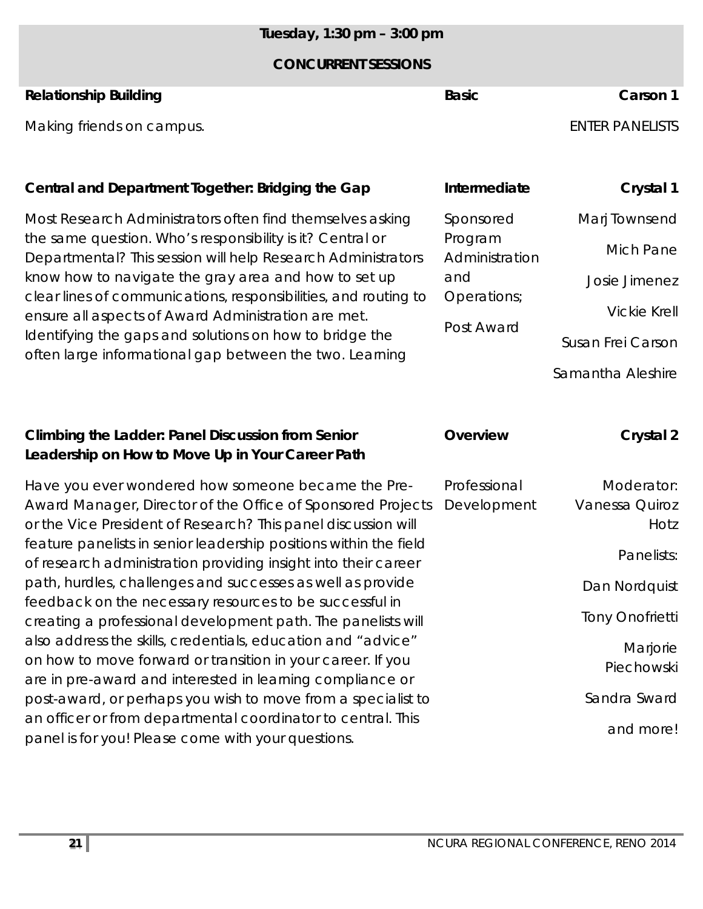## Tuesday, 1:30 pm – 3:00 pm

### CONCURRENT SESSIONS

**Relationship Building** | **Basic** | **Carson 1**

Making friends on campus.

ENTER PANELISTS

**Central and Department Together: Bridging the Gap** | **Intermediate** | **Crystal 1**

Most Research Administrators often find themselves asking the same question. Who's responsibility is it? Central or Departmental? This session will help Research Administrators know how to navigate the gray area and how to set up clear lines of communications, responsibilities, and routing to ensure all aspects of Award Administration are met. Identifying the gaps and solutions on how to bridge the often large informational gap between the two. Learning

Sponsored Program Administration and Operations; Post Award

Marj Townsend
Mich Pane
Josie Jimenez
Vickie Krell
Susan Frei Carson
Samantha Aleshire

**Climbing the Ladder: Panel Discussion from Senior Leadership on How to Move Up in Your Career Path** | **Overview** | **Crystal 2**

Have you ever wondered how someone became the Pre-Award Manager, Director of the Office of Sponsored Projects or the Vice President of Research? This panel discussion will feature panelists in senior leadership positions within the field of research administration providing insight into their career path, hurdles, challenges and successes as well as provide feedback on the necessary resources to be successful in creating a professional development path. The panelists will also address the skills, credentials, education and "advice" on how to move forward or transition in your career. If you are in pre-award and interested in learning compliance or post-award, or perhaps you wish to move from a specialist to an officer or from departmental coordinator to central. This panel is for you! Please come with your questions.

Professional Development

Moderator: Vanessa Quiroz Hotz

Panelists:
Dan Nordquist
Tony Onofrietti
Marjorie Piechowski
Sandra Sward
and more!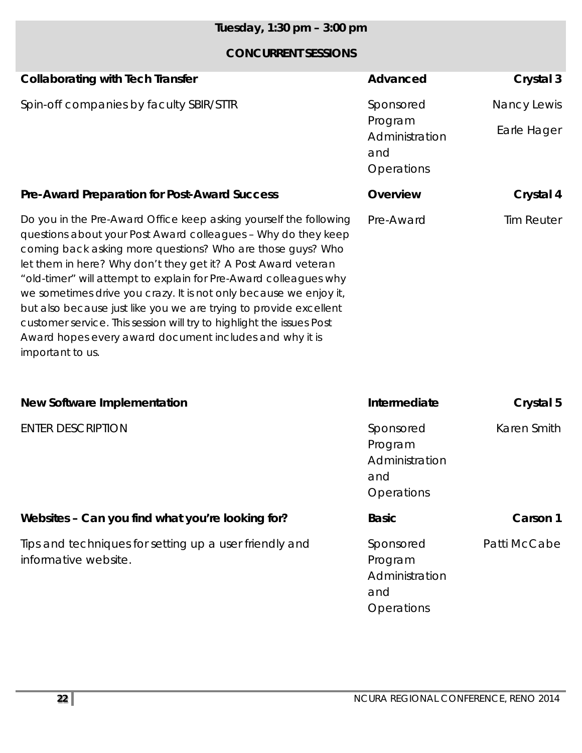## Tuesday, 1:30 pm – 3:00 pm

### CONCURRENT SESSIONS

**Collaborating with Tech Transfer** | **Advanced** | **Crystal 3**

Spin-off companies by faculty SBIR/STTR

Sponsored Program Administration and Operations

Nancy Lewis
Earle Hager

**Pre-Award Preparation for Post-Award Success** | **Overview** | **Crystal 4**

Do you in the Pre-Award Office keep asking yourself the following questions about your Post Award colleagues – Why do they keep coming back asking more questions? Who are those guys? Who let them in here? Why don't they get it? A Post Award veteran "old-timer" will attempt to explain for Pre-Award colleagues why we sometimes drive you crazy. It is not only because we enjoy it, but also because just like you we are trying to provide excellent customer service. This session will try to highlight the issues Post Award hopes every award document includes and why it is important to us.

Pre-Award

Tim Reuter

**New Software Implementation** | **Intermediate** | **Crystal 5**

ENTER DESCRIPTION

Sponsored Program Administration and Operations

Karen Smith

**Websites – Can you find what you're looking for?** | **Basic** | **Carson 1**

Tips and techniques for setting up a user friendly and informative website.

Sponsored Program Administration and Operations

Patti McCabe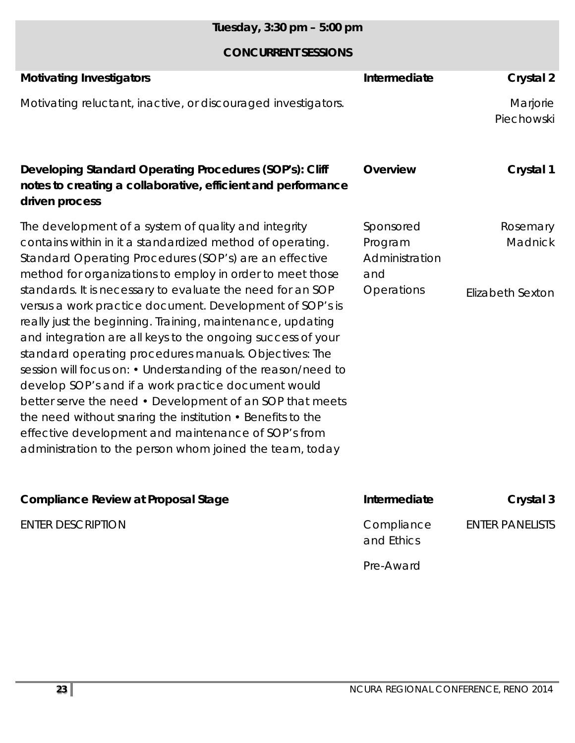## Tuesday, 3:30 pm – 5:00 pm

### CONCURRENT SESSIONS

**Motivating Investigators** | **Intermediate** | **Crystal 2**

Motivating reluctant, inactive, or discouraged investigators.

Marjorie Piechowski

**Developing Standard Operating Procedures (SOP's): Cliff notes to creating a collaborative, efficient and performance driven process** | **Overview** | **Crystal 1**

Sponsored Program Administration and Operations

Rosemary Madnick

Elizabeth Sexton

The development of a system of quality and integrity contains within in it a standardized method of operating. Standard Operating Procedures (SOP's) are an effective method for organizations to employ in order to meet those standards. It is necessary to evaluate the need for an SOP versus a work practice document. Development of SOP's is really just the beginning. Training, maintenance, updating and integration are all keys to the ongoing success of your standard operating procedures manuals. Objectives: The session will focus on: • Understanding of the reason/need to develop SOP's and if a work practice document would better serve the need • Development of an SOP that meets the need without snaring the institution • Benefits to the effective development and maintenance of SOP's from administration to the person whom joined the team, today

**Compliance Review at Proposal Stage** | **Intermediate** | **Crystal 3**

ENTER DESCRIPTION

Compliance and Ethics

Pre-Award

ENTER PANELISTS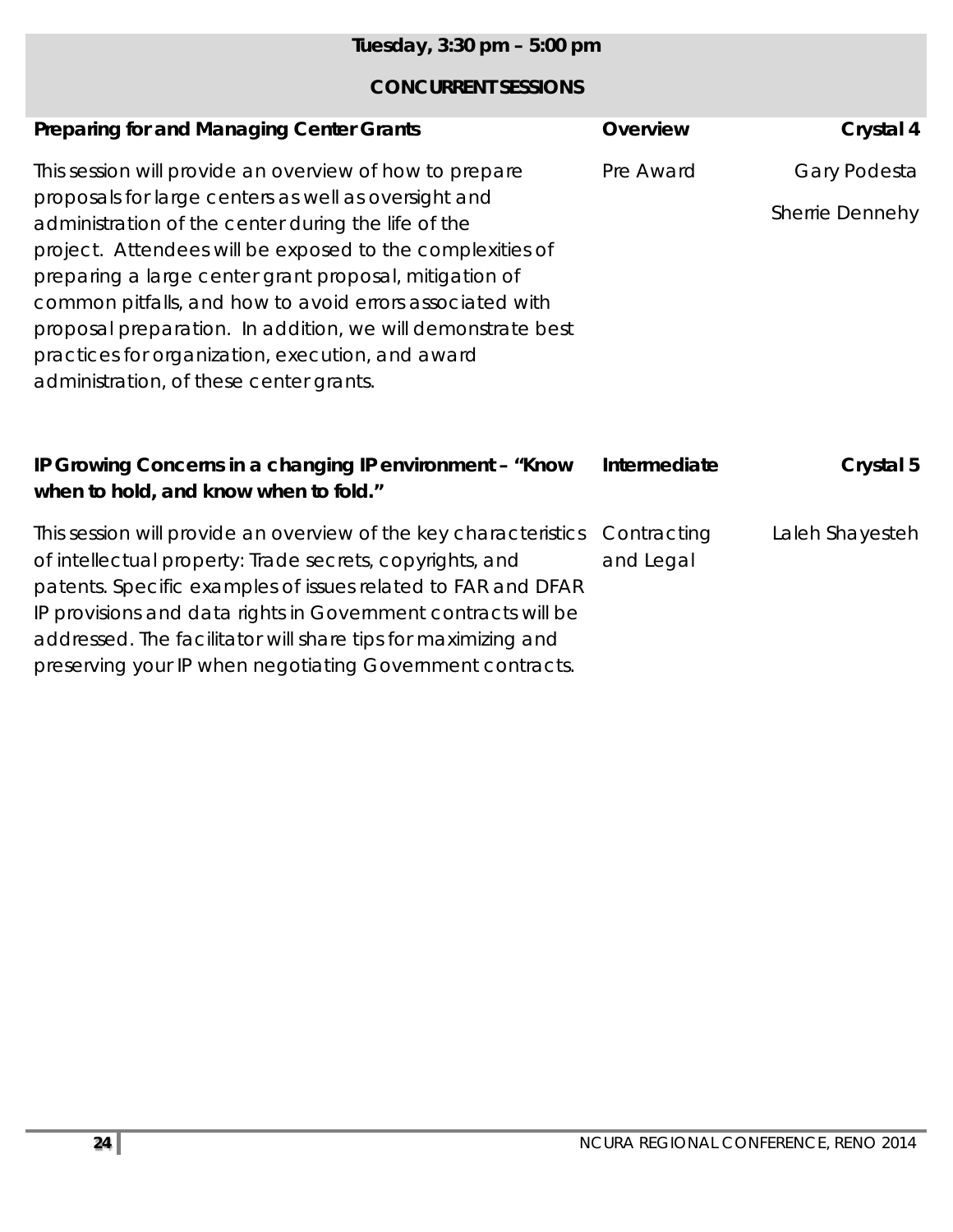## Tuesday, 3:30 pm – 5:00 pm

### CONCURRENT SESSIONS

| **Preparing for and Managing Center Grants** | **Overview** | **Crystal 4** |
|---|---|---|
| This session will provide an overview of how to prepare proposals for large centers as well as oversight and administration of the center during the life of the project. Attendees will be exposed to the complexities of preparing a large center grant proposal, mitigation of common pitfalls, and how to avoid errors associated with proposal preparation. In addition, we will demonstrate best practices for organization, execution, and award administration, of these center grants. | Pre Award | Gary Podesta<br>Sherrie Dennehy |

| **IP Growing Concerns in a changing IP environment – "Know when to hold, and know when to fold."** | **Intermediate** | **Crystal 5** |
|---|---|---|
| This session will provide an overview of the key characteristics of intellectual property: Trade secrets, copyrights, and patents. Specific examples of issues related to FAR and DFAR IP provisions and data rights in Government contracts will be addressed. The facilitator will share tips for maximizing and preserving your IP when negotiating Government contracts. | Contracting and Legal | Laleh Shayesteh |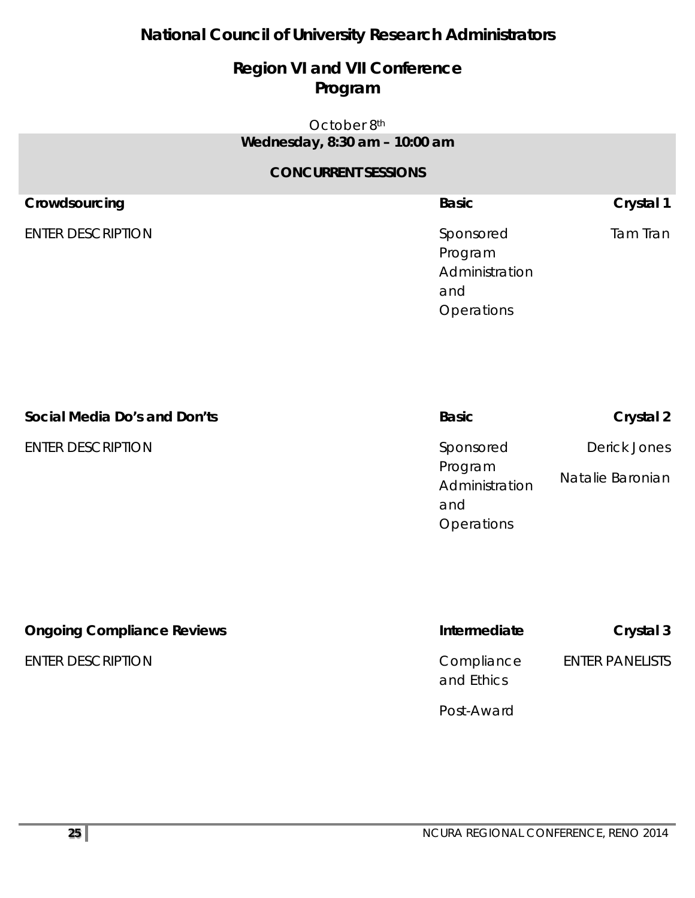# National Council of University Research Administrators

## Region VI and VII Conference Program

October 8th

**Wednesday, 8:30 am – 10:00 am**

**CONCURRENT SESSIONS**

| Session | Level / Track | Room / Panelists |
|---|---|---|
| **Crowdsourcing** | **Basic** | **Crystal 1** |
| ENTER DESCRIPTION | Sponsored Program Administration and Operations | Tam Tran |
| **Social Media Do's and Don'ts** | **Basic** | **Crystal 2** |
| ENTER DESCRIPTION | Sponsored Program Administration and Operations | Derick Jones<br>Natalie Baronian |
| **Ongoing Compliance Reviews** | **Intermediate** | **Crystal 3** |
| ENTER DESCRIPTION | Compliance and Ethics<br>Post-Award | ENTER PANELISTS |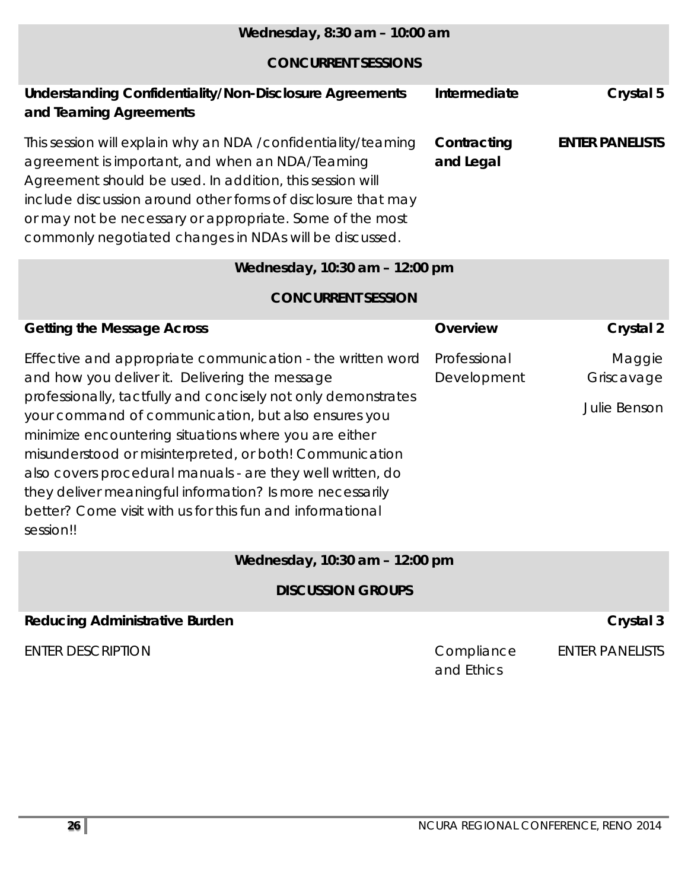## Wednesday, 8:30 am – 10:00 am

### CONCURRENT SESSIONS

| **Understanding Confidentiality/Non-Disclosure Agreements and Teaming Agreements** | **Intermediate** | **Crystal 5** |
|---|---|---|
| This session will explain why an NDA /confidentiality/teaming agreement is important, and when an NDA/Teaming Agreement should be used. In addition, this session will include discussion around other forms of disclosure that may or may not be necessary or appropriate. Some of the most commonly negotiated changes in NDAs will be discussed. | **Contracting and Legal** | **ENTER PANELISTS** |

## Wednesday, 10:30 am – 12:00 pm

### CONCURRENT SESSION

| **Getting the Message Across** | **Overview** | **Crystal 2** |
|---|---|---|
| Effective and appropriate communication - the written word and how you deliver it. Delivering the message professionally, tactfully and concisely not only demonstrates your command of communication, but also ensures you minimize encountering situations where you are either misunderstood or misinterpreted, or both! Communication also covers procedural manuals - are they well written, do they deliver meaningful information? Is more necessarily better? Come visit with us for this fun and informational session!! | Professional Development | Maggie Griscavage<br>Julie Benson |

## Wednesday, 10:30 am – 12:00 pm

### DISCUSSION GROUPS

| **Reducing Administrative Burden** | | **Crystal 3** |
|---|---|---|
| ENTER DESCRIPTION | Compliance and Ethics | ENTER PANELISTS |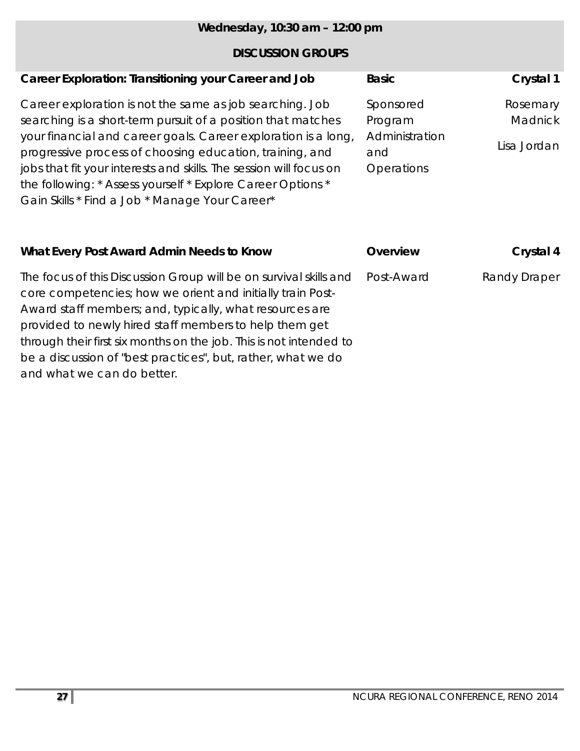## Wednesday, 10:30 am – 12:00 pm

### DISCUSSION GROUPS

| | | |
|---|---|---|
| **Career Exploration: Transitioning your Career and Job** | **Basic** | **Crystal 1** |
| Career exploration is not the same as job searching. Job searching is a short-term pursuit of a position that matches your financial and career goals. Career exploration is a long, progressive process of choosing education, training, and jobs that fit your interests and skills. The session will focus on the following: * Assess yourself * Explore Career Options * Gain Skills * Find a Job * Manage Your Career* | Sponsored Program Administration and Operations | Rosemary Madnick<br>Lisa Jordan |
| **What Every Post Award Admin Needs to Know** | **Overview** | **Crystal 4** |
| The focus of this Discussion Group will be on survival skills and core competencies; how we orient and initially train Post-Award staff members; and, typically, what resources are provided to newly hired staff members to help them get through their first six months on the job. This is not intended to be a discussion of "best practices", but, rather, what we do and what we can do better. | Post-Award | Randy Draper |